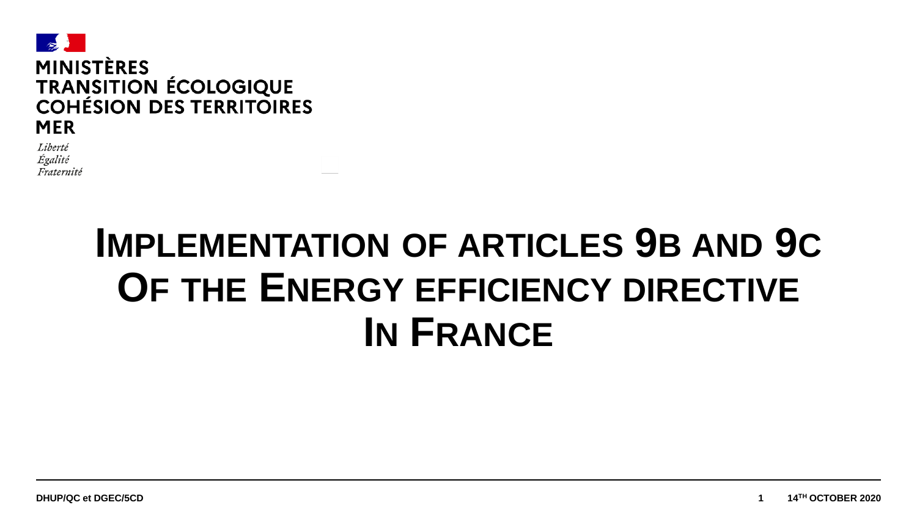MINISTÈRES
TRANSITION ÉCOLOGIQUE
COHÉSION DES TERRITOIRES
MER

*Liberté*
*Égalité*
*Fraternité*

# IMPLEMENTATION OF ARTICLES 9B AND 9C OF THE ENERGY EFFICIENCY DIRECTIVE IN FRANCE

DHUP/QC et DGEC/5CD

14TH OCTOBER 2020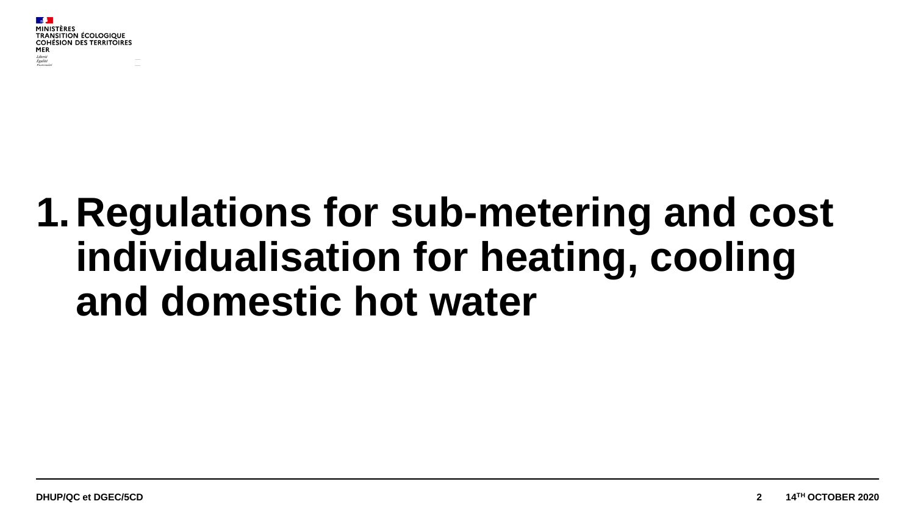# 1. Regulations for sub-metering and cost individualisation for heating, cooling and domestic hot water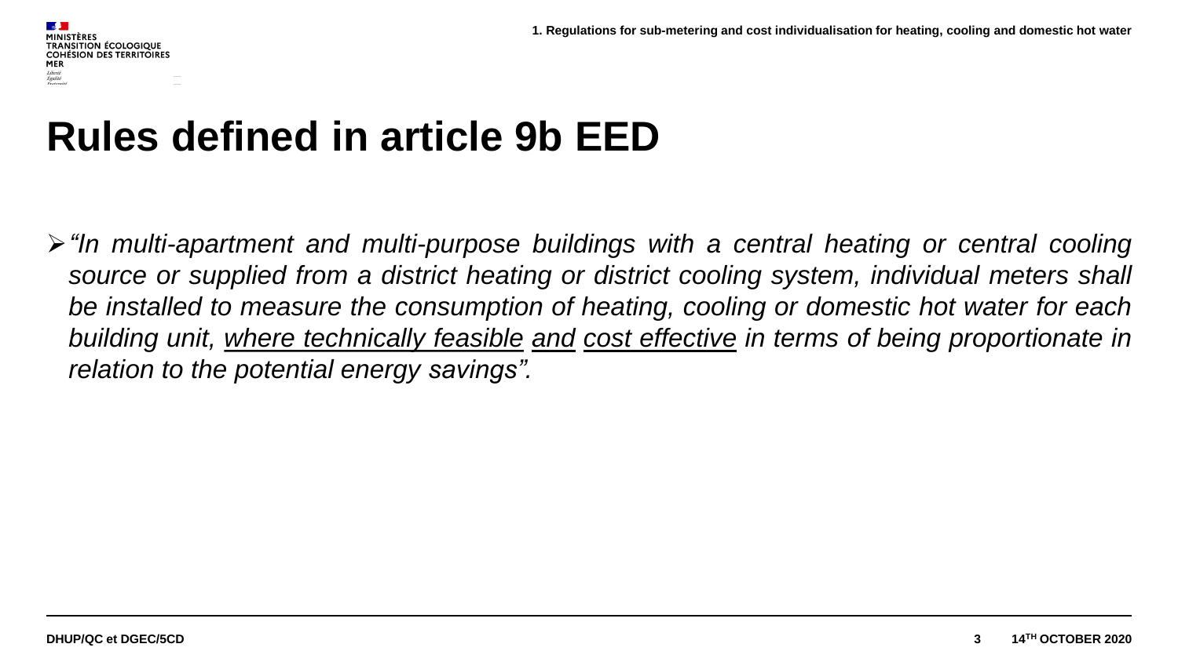# Rules defined in article 9b EED

- *"In multi-apartment and multi-purpose buildings with a central heating or central cooling source or supplied from a district heating or district cooling system, individual meters shall be installed to measure the consumption of heating, cooling or domestic hot water for each building unit, <u>where technically feasible</u> <u>and</u> <u>cost effective</u> in terms of being proportionate in relation to the potential energy savings".*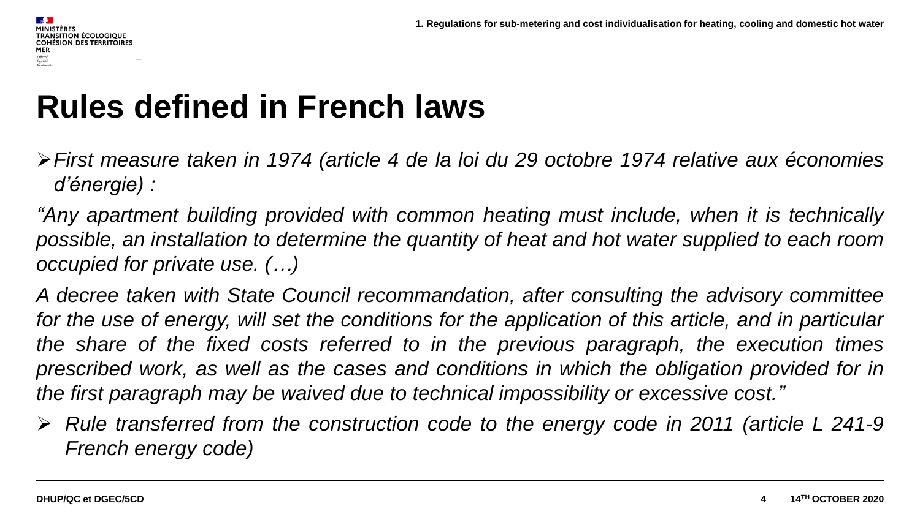# Rules defined in French laws

- *First measure taken in 1974 (article 4 de la loi du 29 octobre 1974 relative aux économies d'énergie) :*

*"Any apartment building provided with common heating must include, when it is technically possible, an installation to determine the quantity of heat and hot water supplied to each room occupied for private use. (…)*

*A decree taken with State Council recommandation, after consulting the advisory committee for the use of energy, will set the conditions for the application of this article, and in particular the share of the fixed costs referred to in the previous paragraph, the execution times prescribed work, as well as the cases and conditions in which the obligation provided for in the first paragraph may be waived due to technical impossibility or excessive cost."*

- *Rule transferred from the construction code to the energy code in 2011 (article L 241-9 French energy code)*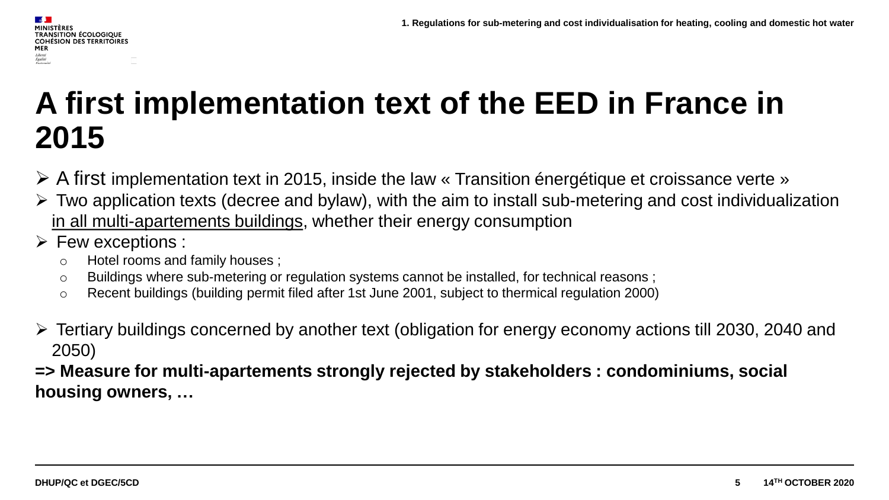# A first implementation text of the EED in France in 2015

- A first implementation text in 2015, inside the law « Transition énergétique et croissance verte »
- Two application texts (decree and bylaw), with the aim to install sub-metering and cost individualization in all multi-apartements buildings, whether their energy consumption
- Few exceptions :
  - Hotel rooms and family houses ;
  - Buildings where sub-metering or regulation systems cannot be installed, for technical reasons ;
  - Recent buildings (building permit filed after 1st June 2001, subject to thermical regulation 2000)
- Tertiary buildings concerned by another text (obligation for energy economy actions till 2030, 2040 and 2050)

**=> Measure for multi-apartements strongly rejected by stakeholders : condominiums, social housing owners, …**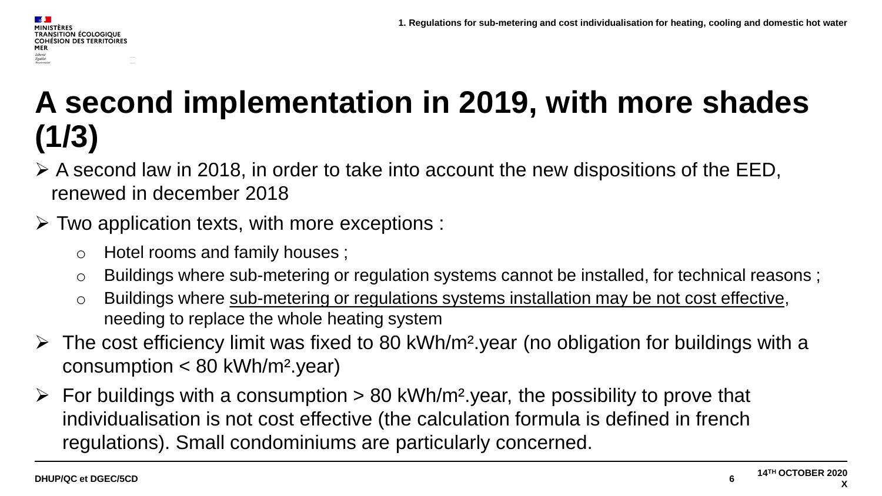# A second implementation in 2019, with more shades (1/3)

- A second law in 2018, in order to take into account the new dispositions of the EED, renewed in december 2018
- Two application texts, with more exceptions :
  - Hotel rooms and family houses ;
  - Buildings where sub-metering or regulation systems cannot be installed, for technical reasons ;
  - Buildings where <u>sub-metering or regulations systems installation may be not cost effective</u>, needing to replace the whole heating system
- The cost efficiency limit was fixed to 80 kWh/m².year (no obligation for buildings with a consumption < 80 kWh/m².year)
- For buildings with a consumption > 80 kWh/m².year, the possibility to prove that individualisation is not cost effective (the calculation formula is defined in french regulations). Small condominiums are particularly concerned.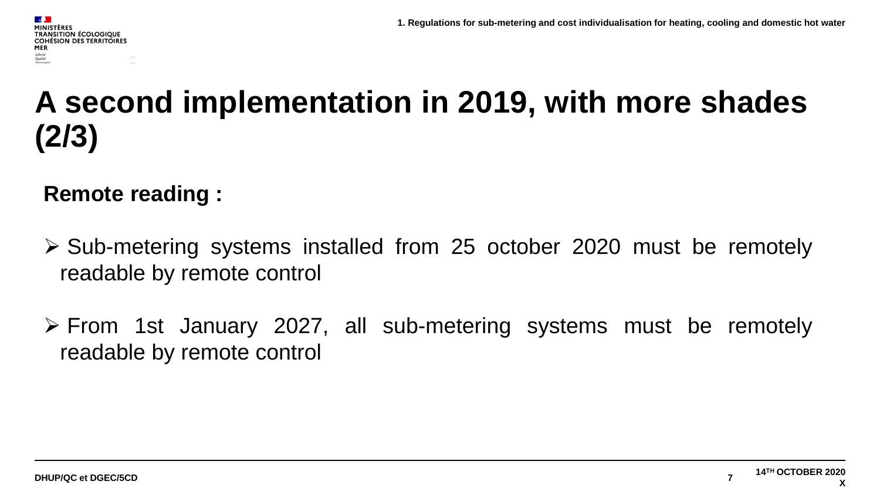# A second implementation in 2019, with more shades (2/3)

**Remote reading :**

- Sub-metering systems installed from 25 october 2020 must be remotely readable by remote control
- From 1st January 2027, all sub-metering systems must be remotely readable by remote control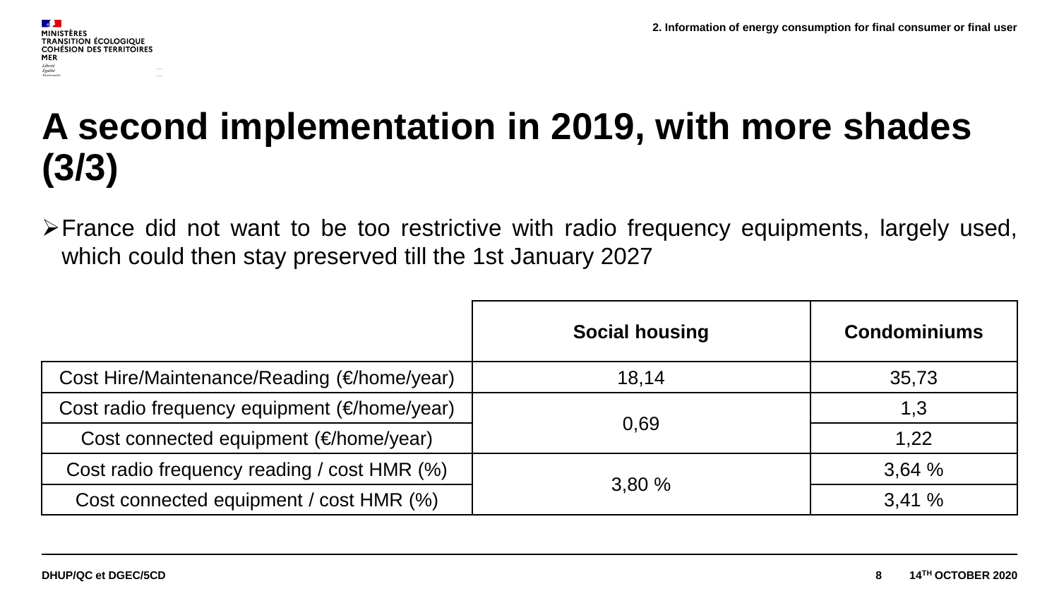# A second implementation in 2019, with more shades (3/3)

- France did not want to be too restrictive with radio frequency equipments, largely used, which could then stay preserved till the 1st January 2027

| | Social housing | Condominiums |
|---|---|---|
| Cost Hire/Maintenance/Reading (€/home/year) | 18,14 | 35,73 |
| Cost radio frequency equipment (€/home/year) | 0,69 | 1,3 |
| Cost connected equipment (€/home/year) | | 1,22 |
| Cost radio frequency reading / cost HMR (%) | 3,80 % | 3,64 % |
| Cost connected equipment / cost HMR (%) | | 3,41 % |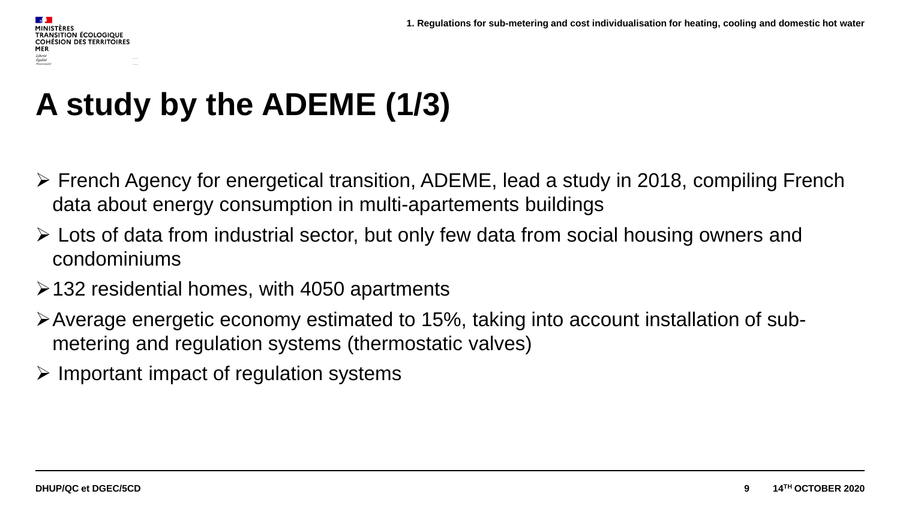# A study by the ADEME (1/3)

- French Agency for energetical transition, ADEME, lead a study in 2018, compiling French data about energy consumption in multi-apartements buildings
- Lots of data from industrial sector, but only few data from social housing owners and condominiums
- 132 residential homes, with 4050 apartments
- Average energetic economy estimated to 15%, taking into account installation of sub-metering and regulation systems (thermostatic valves)
- Important impact of regulation systems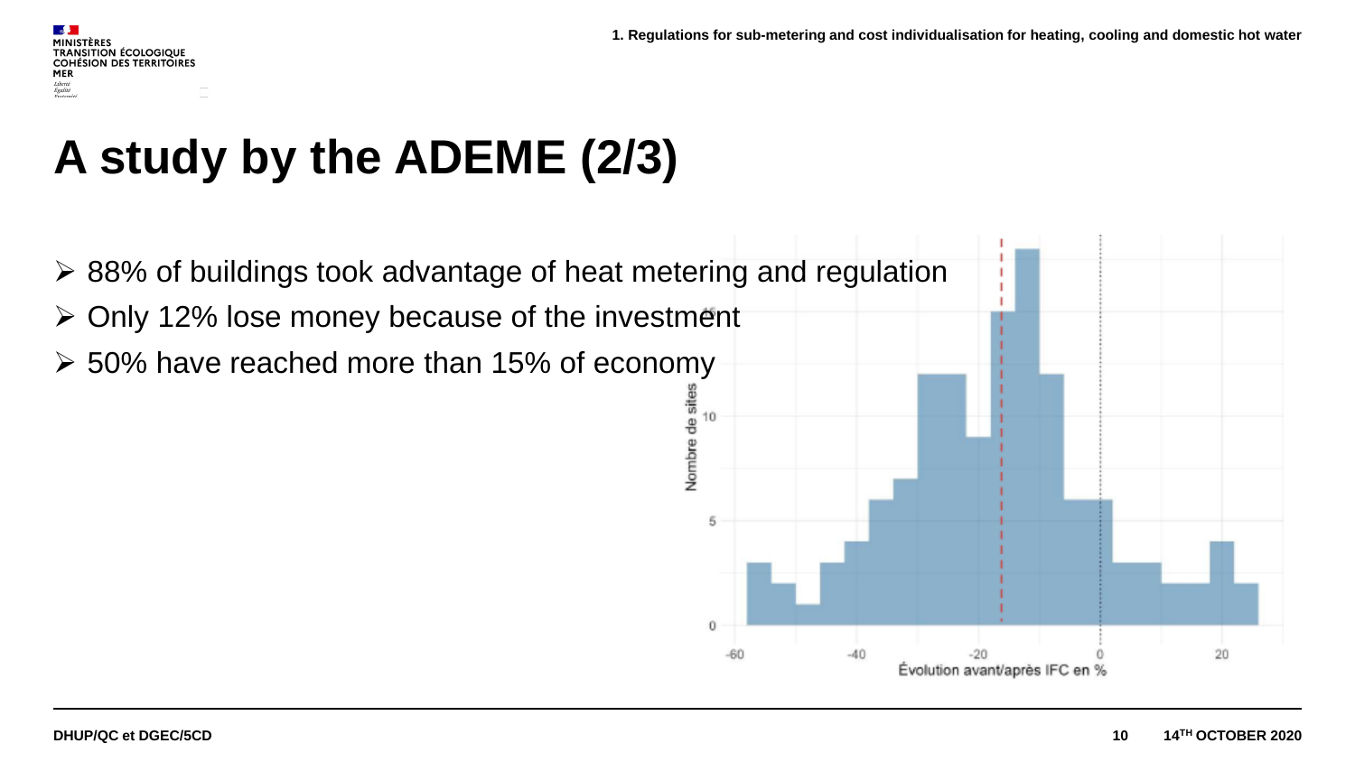# A study by the ADEME (2/3)

- 88% of buildings took advantage of heat metering and regulation
- Only 12% lose money because of the investment
- 50% have reached more than 15% of economy

Nombre de sites

Évolution avant/après IFC en %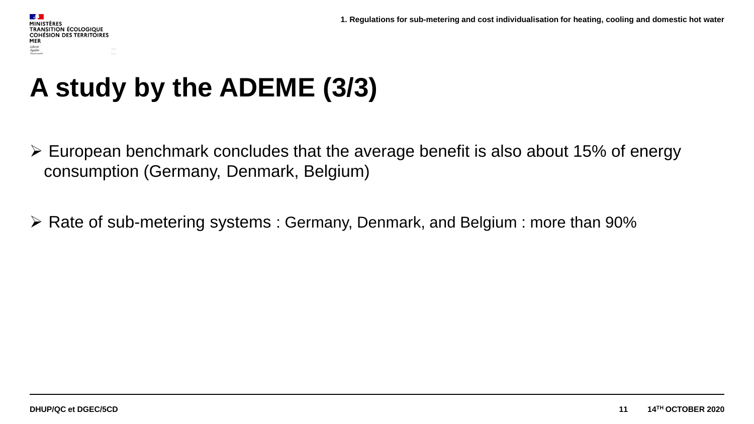# A study by the ADEME (3/3)

- European benchmark concludes that the average benefit is also about 15% of energy consumption (Germany, Denmark, Belgium)

- Rate of sub-metering systems : Germany, Denmark, and Belgium : more than 90%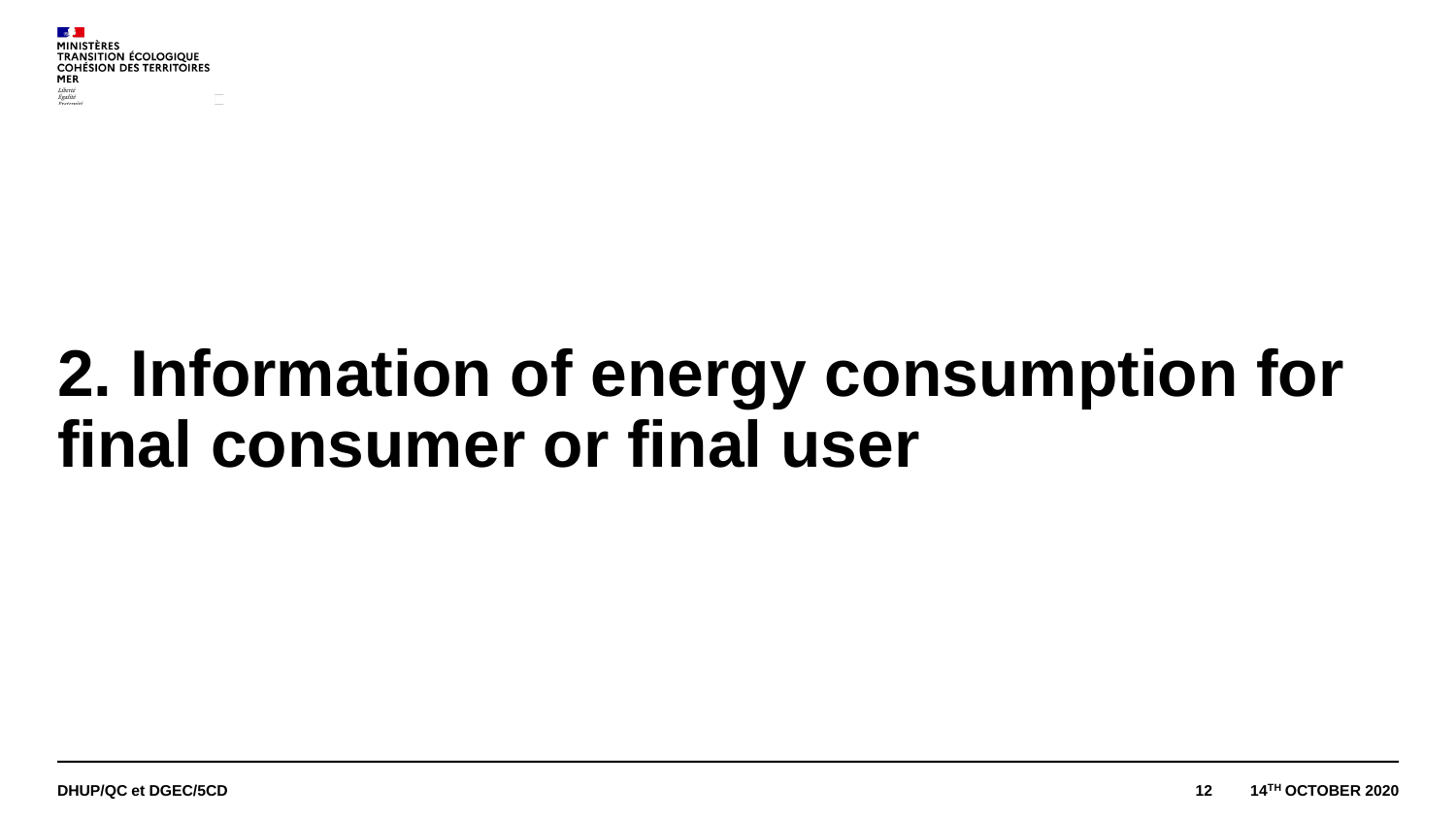# 2. Information of energy consumption for final consumer or final user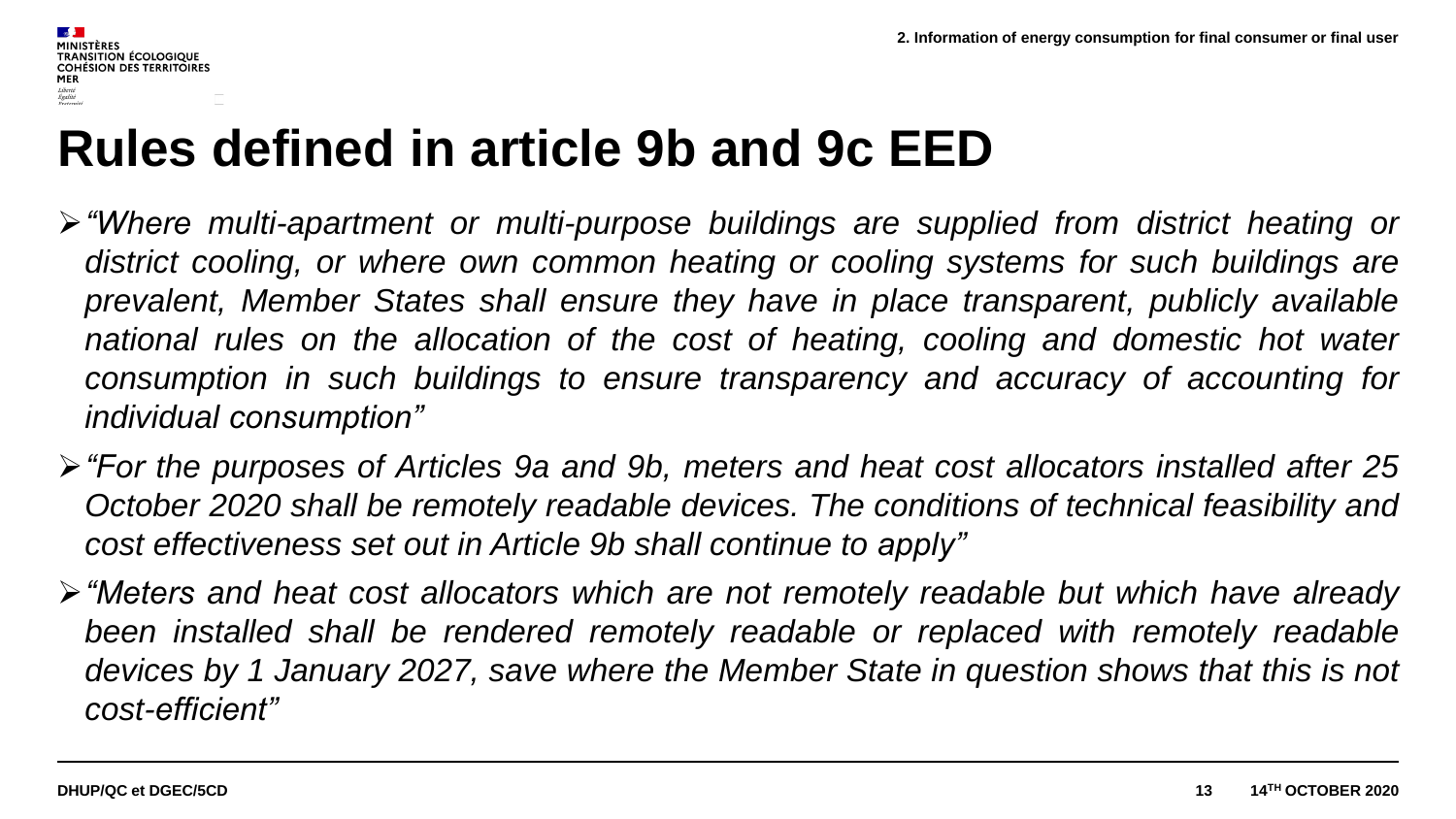# Rules defined in article 9b and 9c EED

- *"Where multi-apartment or multi-purpose buildings are supplied from district heating or district cooling, or where own common heating or cooling systems for such buildings are prevalent, Member States shall ensure they have in place transparent, publicly available national rules on the allocation of the cost of heating, cooling and domestic hot water consumption in such buildings to ensure transparency and accuracy of accounting for individual consumption"*
- *"For the purposes of Articles 9a and 9b, meters and heat cost allocators installed after 25 October 2020 shall be remotely readable devices. The conditions of technical feasibility and cost effectiveness set out in Article 9b shall continue to apply"*
- *"Meters and heat cost allocators which are not remotely readable but which have already been installed shall be rendered remotely readable or replaced with remotely readable devices by 1 January 2027, save where the Member State in question shows that this is not cost-efficient"*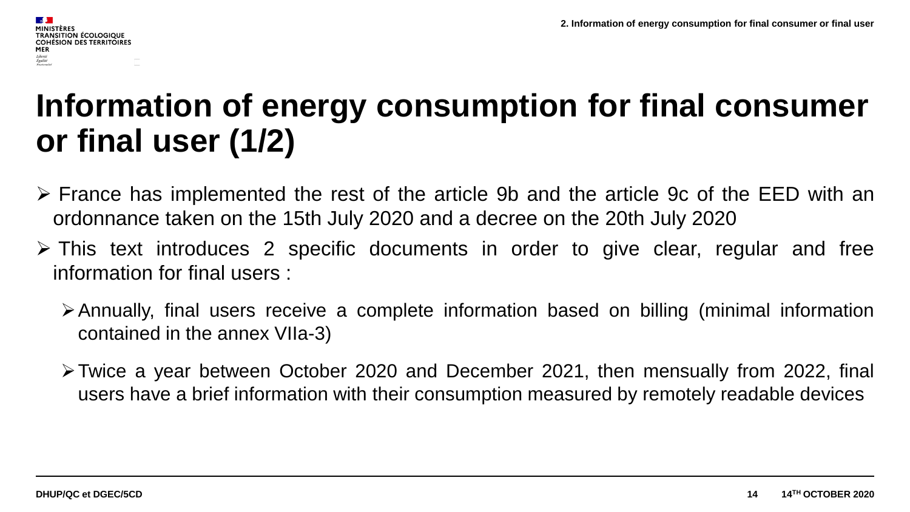# Information of energy consumption for final consumer or final user (1/2)

- France has implemented the rest of the article 9b and the article 9c of the EED with an ordonnance taken on the 15th July 2020 and a decree on the 20th July 2020
- This text introduces 2 specific documents in order to give clear, regular and free information for final users :
  - Annually, final users receive a complete information based on billing (minimal information contained in the annex VIIa-3)
  - Twice a year between October 2020 and December 2021, then mensually from 2022, final users have a brief information with their consumption measured by remotely readable devices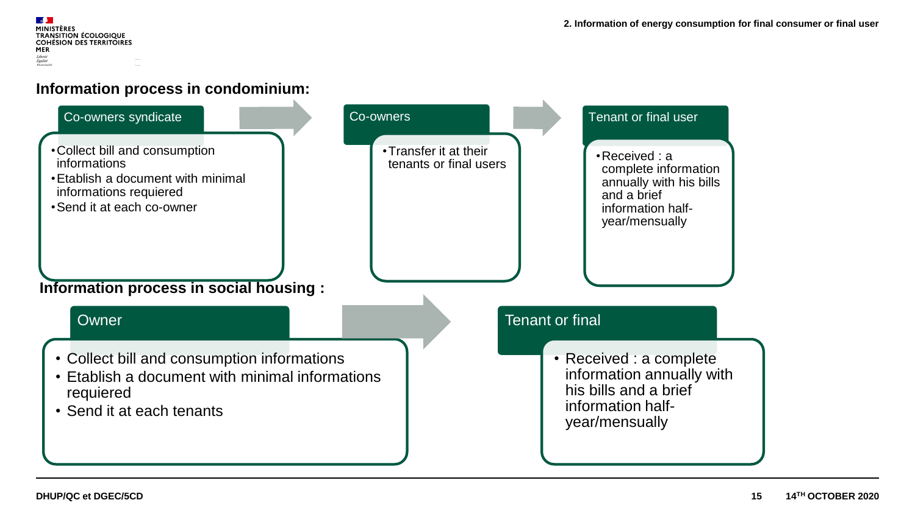## Information process in condominium:

**Co-owners syndicate**

- Collect bill and consumption informations
- Etablish a document with minimal informations requiered
- Send it at each co-owner

**Co-owners**

- Transfer it at their tenants or final users

**Tenant or final user**

- Received : a complete information annually with his bills and a brief information half-year/mensually

## Information process in social housing :

**Owner**

- Collect bill and consumption informations
- Etablish a document with minimal informations requiered
- Send it at each tenants

**Tenant or final**

- Received : a complete information annually with his bills and a brief information half-year/mensually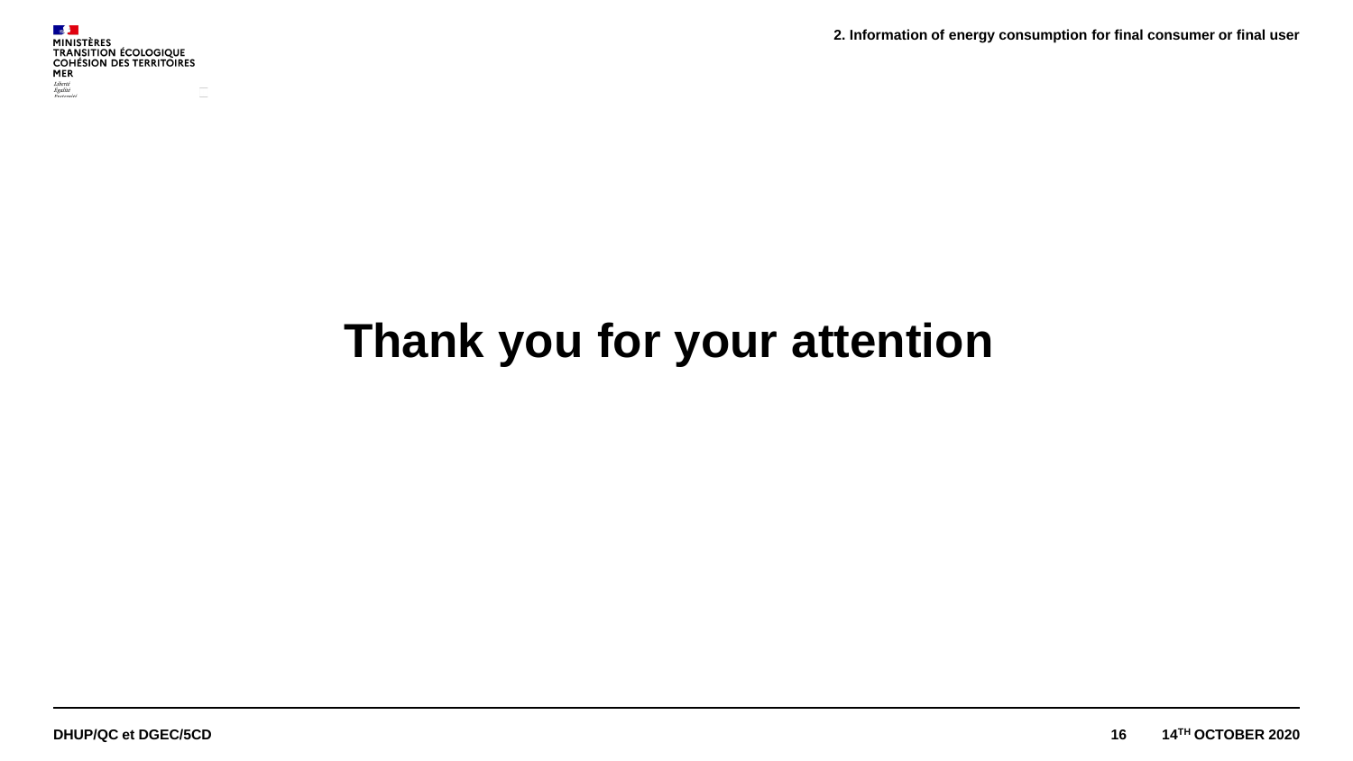# Thank you for your attention